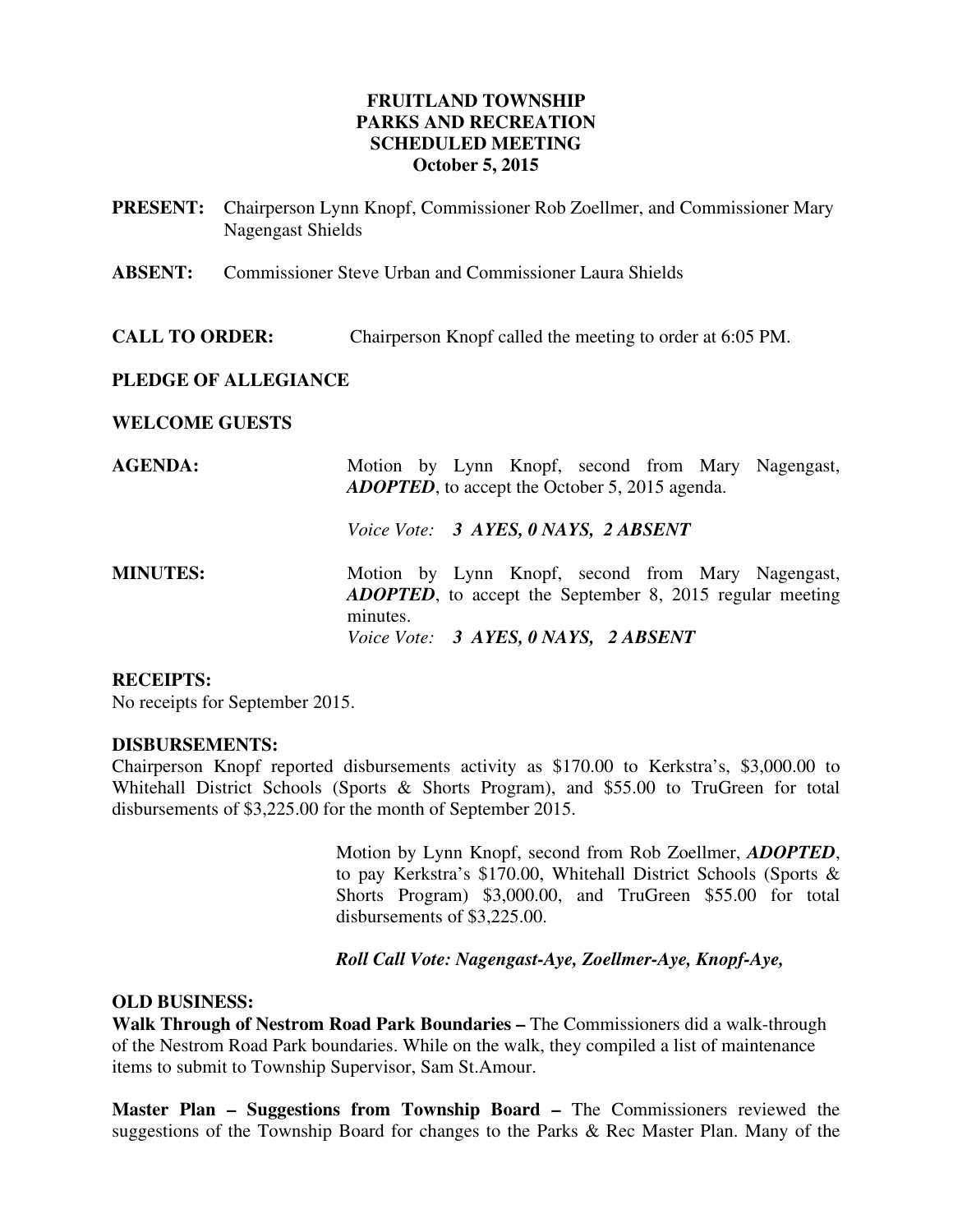**FRUITLAND TOWNSHIP**
**PARKS AND RECREATION**
**SCHEDULED MEETING**
**October 5, 2015**

**PRESENT:** Chairperson Lynn Knopf, Commissioner Rob Zoellmer, and Commissioner Mary Nagengast Shields

**ABSENT:** Commissioner Steve Urban and Commissioner Laura Shields

**CALL TO ORDER:** Chairperson Knopf called the meeting to order at 6:05 PM.

**PLEDGE OF ALLEGIANCE**

**WELCOME GUESTS**

**AGENDA:** Motion by Lynn Knopf, second from Mary Nagengast, ***ADOPTED***, to accept the October 5, 2015 agenda.

*Voice Vote:* ***3 AYES, 0 NAYS, 2 ABSENT***

**MINUTES:** Motion by Lynn Knopf, second from Mary Nagengast, ***ADOPTED***, to accept the September 8, 2015 regular meeting minutes.
*Voice Vote:* ***3 AYES, 0 NAYS, 2 ABSENT***

**RECEIPTS:**
No receipts for September 2015.

**DISBURSEMENTS:**
Chairperson Knopf reported disbursements activity as $170.00 to Kerkstra's, $3,000.00 to Whitehall District Schools (Sports & Shorts Program), and $55.00 to TruGreen for total disbursements of $3,225.00 for the month of September 2015.

Motion by Lynn Knopf, second from Rob Zoellmer, ***ADOPTED***, to pay Kerkstra's $170.00, Whitehall District Schools (Sports & Shorts Program) $3,000.00, and TruGreen $55.00 for total disbursements of $3,225.00.

***Roll Call Vote: Nagengast-Aye, Zoellmer-Aye, Knopf-Aye,***

**OLD BUSINESS:**
**Walk Through of Nestrom Road Park Boundaries –** The Commissioners did a walk-through of the Nestrom Road Park boundaries. While on the walk, they compiled a list of maintenance items to submit to Township Supervisor, Sam St.Amour.

**Master Plan – Suggestions from Township Board –** The Commissioners reviewed the suggestions of the Township Board for changes to the Parks & Rec Master Plan. Many of the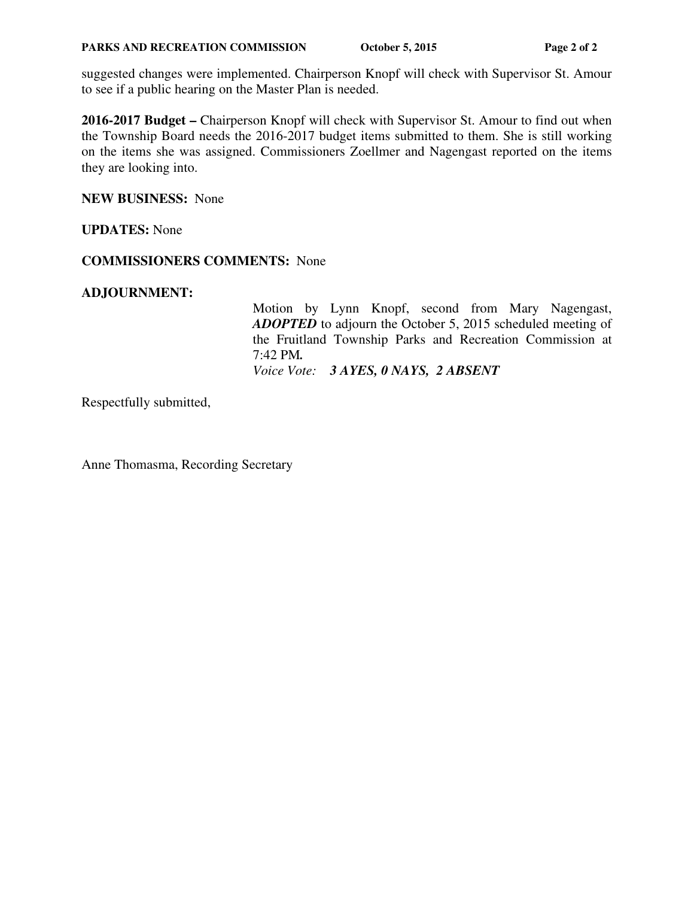suggested changes were implemented. Chairperson Knopf will check with Supervisor St. Amour to see if a public hearing on the Master Plan is needed.

**2016-2017 Budget –** Chairperson Knopf will check with Supervisor St. Amour to find out when the Township Board needs the 2016-2017 budget items submitted to them. She is still working on the items she was assigned. Commissioners Zoellmer and Nagengast reported on the items they are looking into.

**NEW BUSINESS:** None

**UPDATES:** None

**COMMISSIONERS COMMENTS:** None

**ADJOURNMENT:**

Motion by Lynn Knopf, second from Mary Nagengast, ***ADOPTED*** to adjourn the October 5, 2015 scheduled meeting of the Fruitland Township Parks and Recreation Commission at 7:42 PM**.**
*Voice Vote:* ***3 AYES, 0 NAYS, 2 ABSENT***

Respectfully submitted,

Anne Thomasma, Recording Secretary